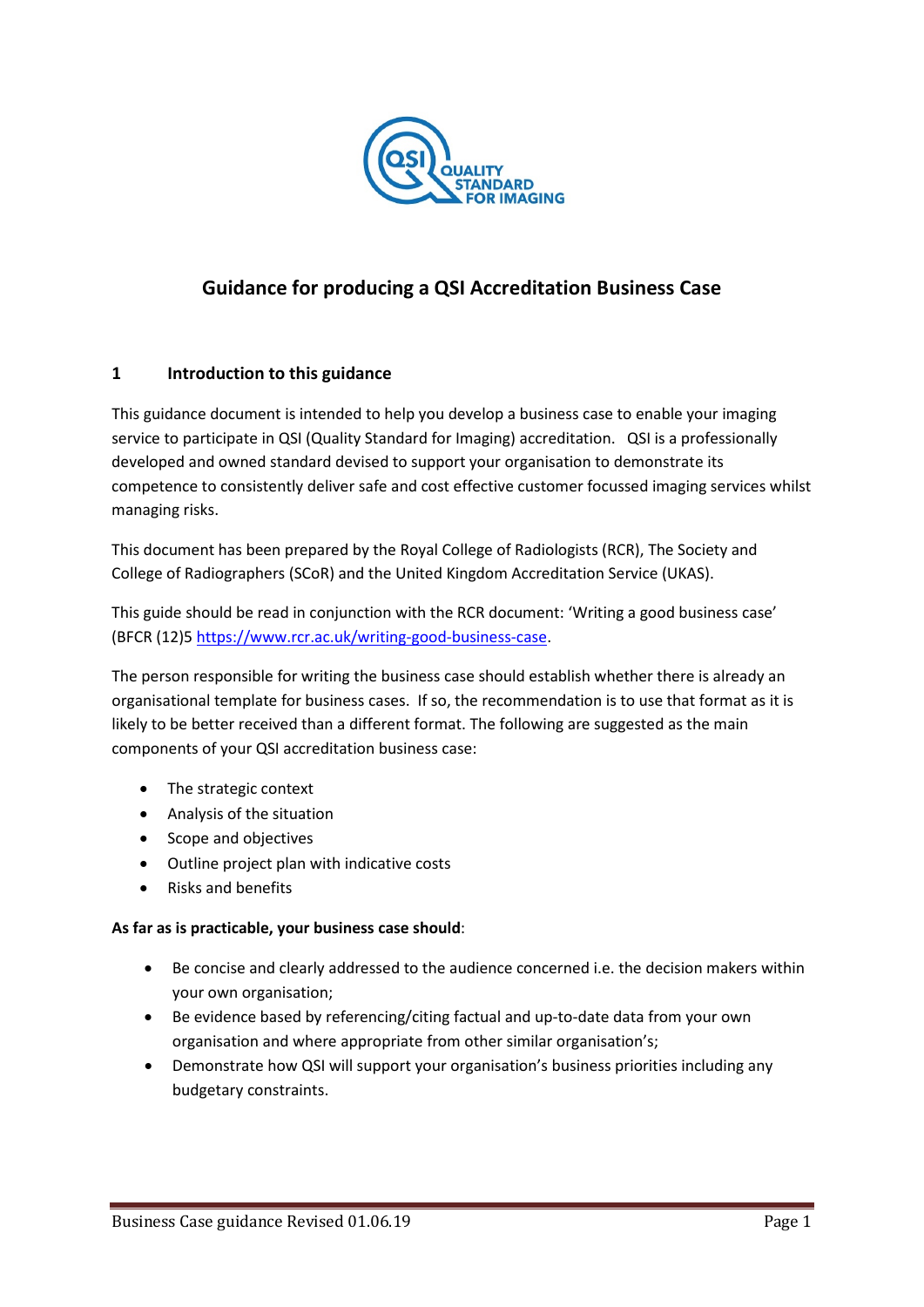# Guidance for producing a QSI Accreditation Business Case

## 1 Introduction to this guidance

This guidance document is intended to help you develop a business case to enable your imaging service to participate in QSI (Quality Standard for Imaging) accreditation. QSI is a professionally developed and owned standard devised to support your organisation to demonstrate its competence to consistently deliver safe and cost effective customer focussed imaging services whilst managing risks.

This document has been prepared by the Royal College of Radiologists (RCR), The Society and College of Radiographers (SCoR) and the United Kingdom Accreditation Service (UKAS).

This guide should be read in conjunction with the RCR document: 'Writing a good business case' (BFCR (12)5 https://www.rcr.ac.uk/writing-good-business-case.

The person responsible for writing the business case should establish whether there is already an organisational template for business cases. If so, the recommendation is to use that format as it is likely to be better received than a different format. The following are suggested as the main components of your QSI accreditation business case:

- The strategic context
- Analysis of the situation
- Scope and objectives
- Outline project plan with indicative costs
- Risks and benefits

**As far as is practicable, your business case should**:

- Be concise and clearly addressed to the audience concerned i.e. the decision makers within your own organisation;
- Be evidence based by referencing/citing factual and up-to-date data from your own organisation and where appropriate from other similar organisation's;
- Demonstrate how QSI will support your organisation's business priorities including any budgetary constraints.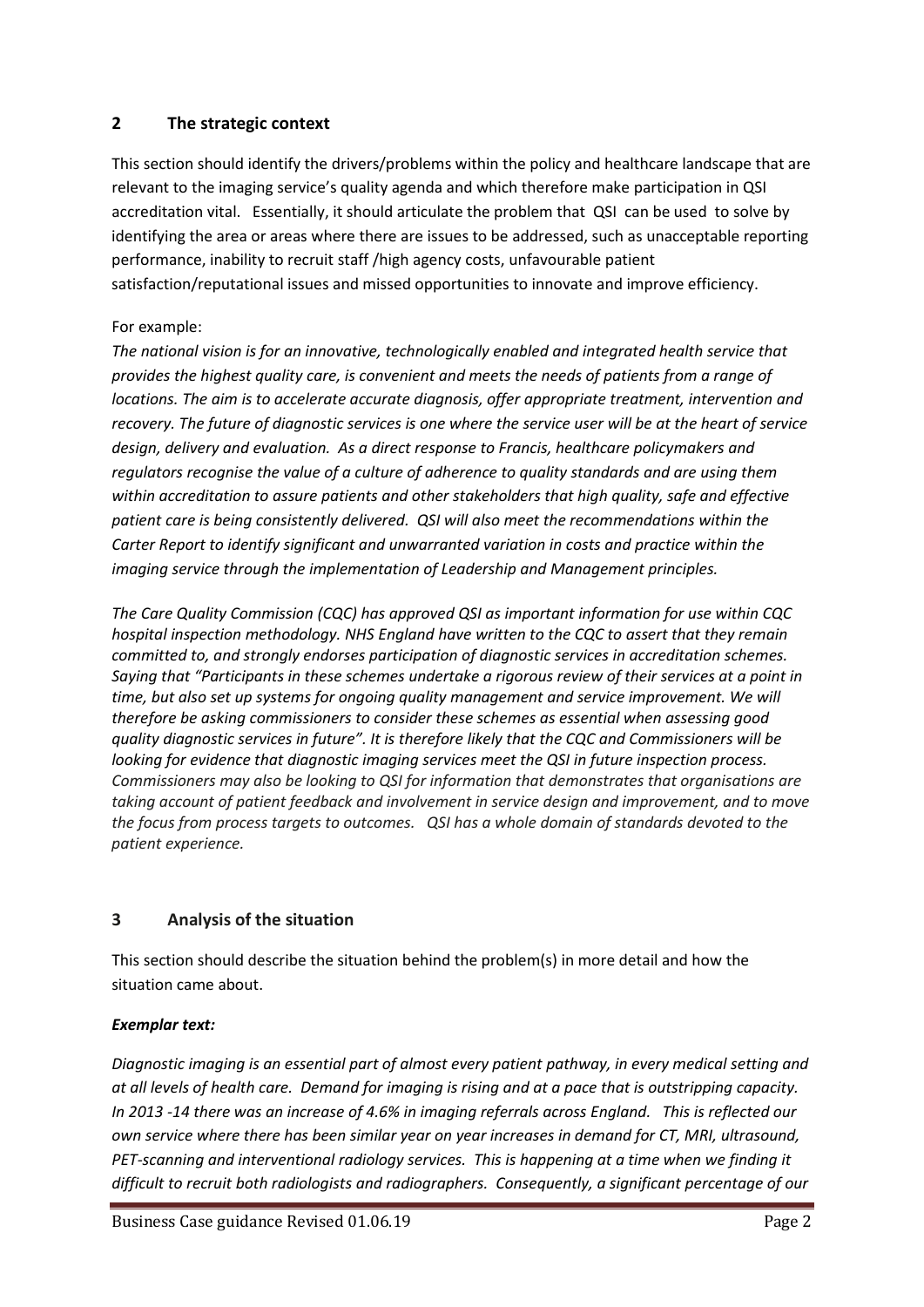## 2 The strategic context

This section should identify the drivers/problems within the policy and healthcare landscape that are relevant to the imaging service's quality agenda and which therefore make participation in QSI accreditation vital. Essentially, it should articulate the problem that QSI can be used to solve by identifying the area or areas where there are issues to be addressed, such as unacceptable reporting performance, inability to recruit staff /high agency costs, unfavourable patient satisfaction/reputational issues and missed opportunities to innovate and improve efficiency.

For example:

*The national vision is for an innovative, technologically enabled and integrated health service that provides the highest quality care, is convenient and meets the needs of patients from a range of locations. The aim is to accelerate accurate diagnosis, offer appropriate treatment, intervention and recovery. The future of diagnostic services is one where the service user will be at the heart of service design, delivery and evaluation. As a direct response to Francis, healthcare policymakers and regulators recognise the value of a culture of adherence to quality standards and are using them within accreditation to assure patients and other stakeholders that high quality, safe and effective patient care is being consistently delivered. QSI will also meet the recommendations within the Carter Report to identify significant and unwarranted variation in costs and practice within the imaging service through the implementation of Leadership and Management principles.*

*The Care Quality Commission (CQC) has approved QSI as important information for use within CQC hospital inspection methodology. NHS England have written to the CQC to assert that they remain committed to, and strongly endorses participation of diagnostic services in accreditation schemes. Saying that "Participants in these schemes undertake a rigorous review of their services at a point in time, but also set up systems for ongoing quality management and service improvement. We will therefore be asking commissioners to consider these schemes as essential when assessing good quality diagnostic services in future". It is therefore likely that the CQC and Commissioners will be looking for evidence that diagnostic imaging services meet the QSI in future inspection process. Commissioners may also be looking to QSI for information that demonstrates that organisations are taking account of patient feedback and involvement in service design and improvement, and to move the focus from process targets to outcomes. QSI has a whole domain of standards devoted to the patient experience.*

## 3 Analysis of the situation

This section should describe the situation behind the problem(s) in more detail and how the situation came about.

***Exemplar text:***

*Diagnostic imaging is an essential part of almost every patient pathway, in every medical setting and at all levels of health care. Demand for imaging is rising and at a pace that is outstripping capacity. In 2013 -14 there was an increase of 4.6% in imaging referrals across England. This is reflected our own service where there has been similar year on year increases in demand for CT, MRI, ultrasound, PET-scanning and interventional radiology services. This is happening at a time when we finding it difficult to recruit both radiologists and radiographers. Consequently, a significant percentage of our*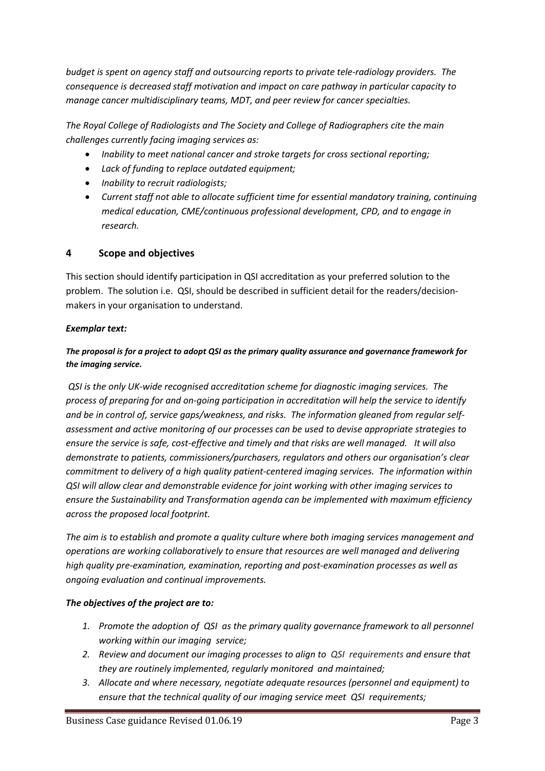*budget is spent on agency staff and outsourcing reports to private tele-radiology providers. The consequence is decreased staff motivation and impact on care pathway in particular capacity to manage cancer multidisciplinary teams, MDT, and peer review for cancer specialties.*

*The Royal College of Radiologists and The Society and College of Radiographers cite the main challenges currently facing imaging services as:*

- *Inability to meet national cancer and stroke targets for cross sectional reporting;*
- *Lack of funding to replace outdated equipment;*
- *Inability to recruit radiologists;*
- *Current staff not able to allocate sufficient time for essential mandatory training, continuing medical education, CME/continuous professional development, CPD, and to engage in research.*

## 4 Scope and objectives

This section should identify participation in QSI accreditation as your preferred solution to the problem. The solution i.e. QSI, should be described in sufficient detail for the readers/decision-makers in your organisation to understand.

***Exemplar text:***

***The proposal is for a project to adopt QSI as the primary quality assurance and governance framework for the imaging service.***

*QSI is the only UK-wide recognised accreditation scheme for diagnostic imaging services. The process of preparing for and on-going participation in accreditation will help the service to identify and be in control of, service gaps/weakness, and risks. The information gleaned from regular self-assessment and active monitoring of our processes can be used to devise appropriate strategies to ensure the service is safe, cost-effective and timely and that risks are well managed. It will also demonstrate to patients, commissioners/purchasers, regulators and others our organisation's clear commitment to delivery of a high quality patient-centered imaging services. The information within QSI will allow clear and demonstrable evidence for joint working with other imaging services to ensure the Sustainability and Transformation agenda can be implemented with maximum efficiency across the proposed local footprint.*

*The aim is to establish and promote a quality culture where both imaging services management and operations are working collaboratively to ensure that resources are well managed and delivering high quality pre-examination, examination, reporting and post-examination processes as well as ongoing evaluation and continual improvements.*

***The objectives of the project are to:***

1. *Promote the adoption of QSI as the primary quality governance framework to all personnel working within our imaging service;*
2. *Review and document our imaging processes to align to QSI requirements and ensure that they are routinely implemented, regularly monitored and maintained;*
3. *Allocate and where necessary, negotiate adequate resources (personnel and equipment) to ensure that the technical quality of our imaging service meet QSI requirements;*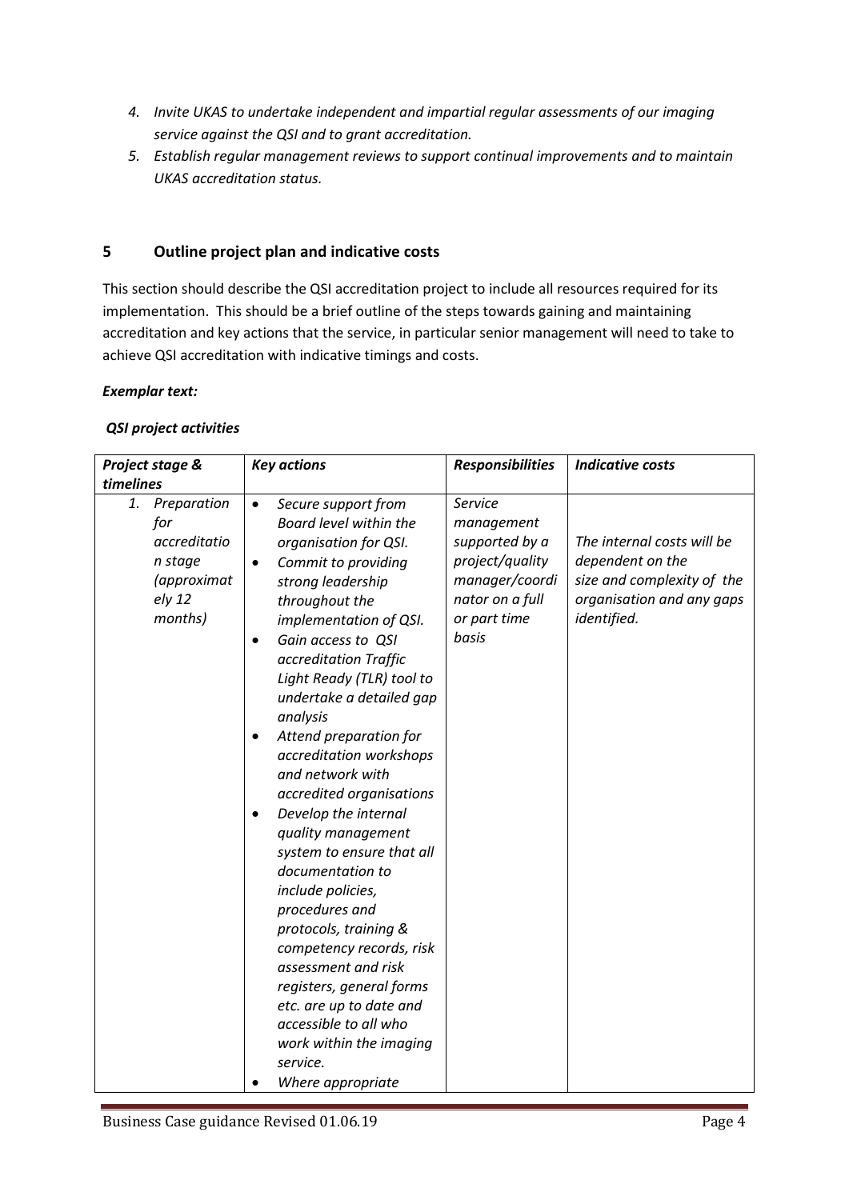4. *Invite UKAS to undertake independent and impartial regular assessments of our imaging service against the QSI and to grant accreditation.*
5. *Establish regular management reviews to support continual improvements and to maintain UKAS accreditation status.*

## 5 Outline project plan and indicative costs

This section should describe the QSI accreditation project to include all resources required for its implementation. This should be a brief outline of the steps towards gaining and maintaining accreditation and key actions that the service, in particular senior management will need to take to achieve QSI accreditation with indicative timings and costs.

***Exemplar text:***

***QSI project activities***

| ***Project stage & timelines*** | ***Key actions*** | ***Responsibilities*** | ***Indicative costs*** |
|---|---|---|---|
| *1. Preparation for accreditation stage (approximately 12 months)* | • *Secure support from Board level within the organisation for QSI.*<br>• *Commit to providing strong leadership throughout the implementation of QSI.*<br>• *Gain access to QSI accreditation Traffic Light Ready (TLR) tool to undertake a detailed gap analysis*<br>• *Attend preparation for accreditation workshops and network with accredited organisations*<br>• *Develop the internal quality management system to ensure that all documentation to include policies, procedures and protocols, training & competency records, risk assessment and risk registers, general forms etc. are up to date and accessible to all who work within the imaging service.*<br>• *Where appropriate* | *Service management supported by a project/quality manager/coordinator on a full or part time basis* | *The internal costs will be dependent on the size and complexity of the organisation and any gaps identified.* |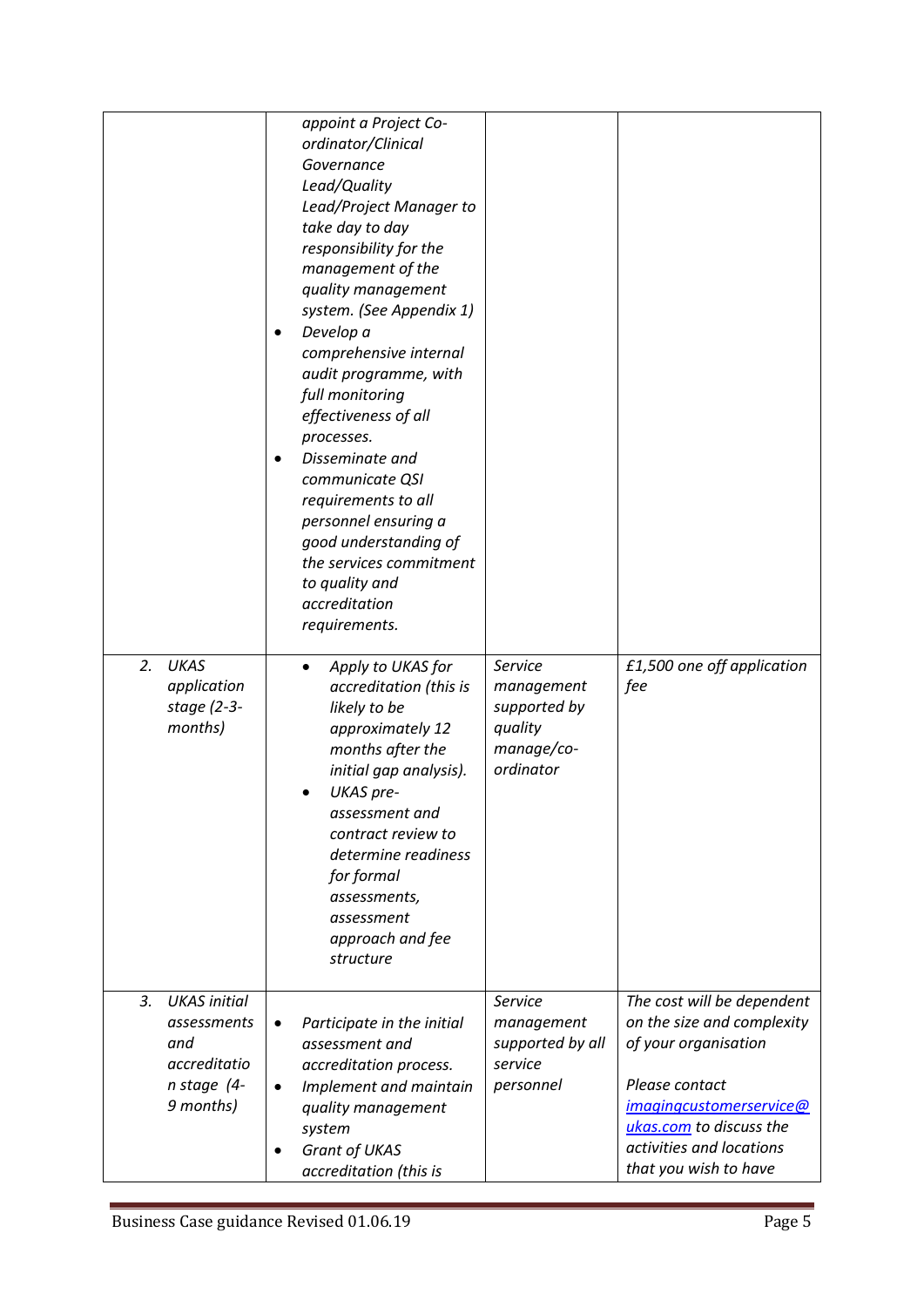| | | | |
|---|---|---|---|
| | *appoint a Project Co-ordinator/Clinical Governance Lead/Quality Lead/Project Manager to take day to day responsibility for the management of the quality management system. (See Appendix 1)*<br>• *Develop a comprehensive internal audit programme, with full monitoring effectiveness of all processes.*<br>• *Disseminate and communicate QSI requirements to all personnel ensuring a good understanding of the services commitment to quality and accreditation requirements.* | | |
| *2. UKAS application stage (2-3-months)* | • *Apply to UKAS for accreditation (this is likely to be approximately 12 months after the initial gap analysis).*<br>• *UKAS pre-assessment and contract review to determine readiness for formal assessments, assessment approach and fee structure* | *Service management supported by quality manage/co-ordinator* | *£1,500 one off application fee* |
| *3. UKAS initial assessments and accreditation stage (4-9 months)* | • *Participate in the initial assessment and accreditation process.*<br>• *Implement and maintain quality management system*<br>• *Grant of UKAS accreditation (this is* | *Service management supported by all service personnel* | *The cost will be dependent on the size and complexity of your organisation*<br><br>*Please contact [imagingcustomerservice@ukas.com](mailto:imagingcustomerservice@ukas.com) to discuss the activities and locations that you wish to have* |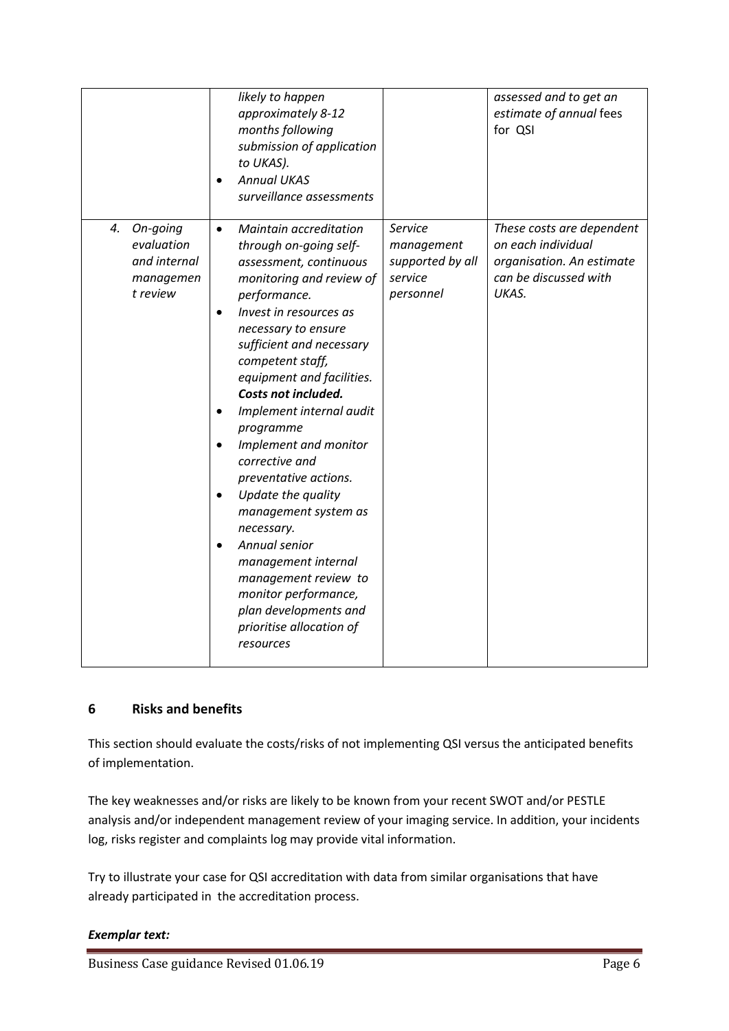| | | | |
|---|---|---|---|
| | *likely to happen approximately 8-12 months following submission of application to UKAS).*<br>• *Annual UKAS surveillance assessments* | | *assessed and to get an estimate of annual* fees for QSI |
| 4. *On-going evaluation and internal management review* | • *Maintain accreditation through on-going self-assessment, continuous monitoring and review of performance.*<br>• *Invest in resources as necessary to ensure sufficient and necessary competent staff, equipment and facilities.* ***Costs not included.***<br>• *Implement internal audit programme*<br>• *Implement and monitor corrective and preventative actions.*<br>• *Update the quality management system as necessary.*<br>• *Annual senior management internal management review to monitor performance, plan developments and prioritise allocation of resources* | *Service management supported by all service personnel* | *These costs are dependent on each individual organisation. An estimate can be discussed with UKAS.* |

## 6 Risks and benefits

This section should evaluate the costs/risks of not implementing QSI versus the anticipated benefits of implementation.

The key weaknesses and/or risks are likely to be known from your recent SWOT and/or PESTLE analysis and/or independent management review of your imaging service. In addition, your incidents log, risks register and complaints log may provide vital information.

Try to illustrate your case for QSI accreditation with data from similar organisations that have already participated in the accreditation process.

***Exemplar text:***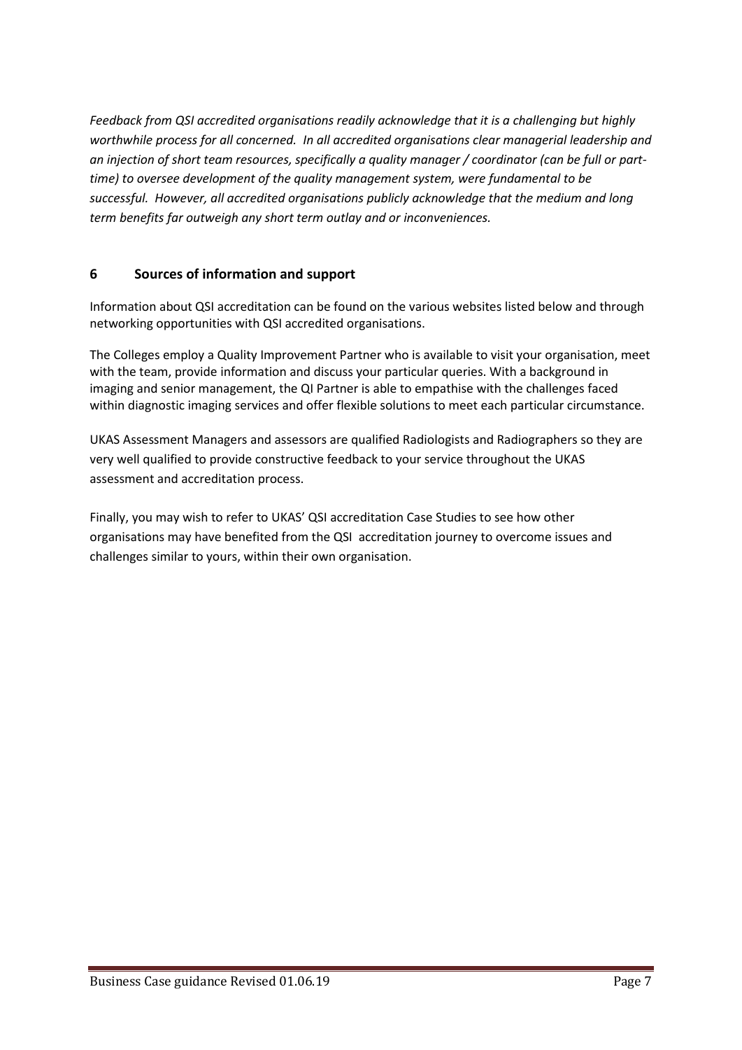*Feedback from QSI accredited organisations readily acknowledge that it is a challenging but highly worthwhile process for all concerned. In all accredited organisations clear managerial leadership and an injection of short team resources, specifically a quality manager / coordinator (can be full or part-time) to oversee development of the quality management system, were fundamental to be successful. However, all accredited organisations publicly acknowledge that the medium and long term benefits far outweigh any short term outlay and or inconveniences.*

## 6 Sources of information and support

Information about QSI accreditation can be found on the various websites listed below and through networking opportunities with QSI accredited organisations.

The Colleges employ a Quality Improvement Partner who is available to visit your organisation, meet with the team, provide information and discuss your particular queries. With a background in imaging and senior management, the QI Partner is able to empathise with the challenges faced within diagnostic imaging services and offer flexible solutions to meet each particular circumstance.

UKAS Assessment Managers and assessors are qualified Radiologists and Radiographers so they are very well qualified to provide constructive feedback to your service throughout the UKAS assessment and accreditation process.

Finally, you may wish to refer to UKAS' QSI accreditation Case Studies to see how other organisations may have benefited from the QSI accreditation journey to overcome issues and challenges similar to yours, within their own organisation.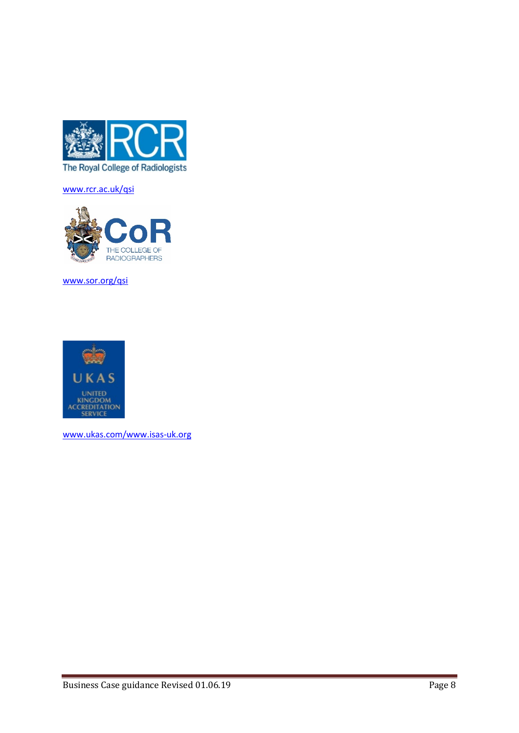The Royal College of Radiologists

www.rcr.ac.uk/qsi

THE COLLEGE OF RADIOGRAPHERS

www.sor.org/qsi

UKAS UNITED KINGDOM ACCREDITATION SERVICE

www.ukas.com/www.isas-uk.org